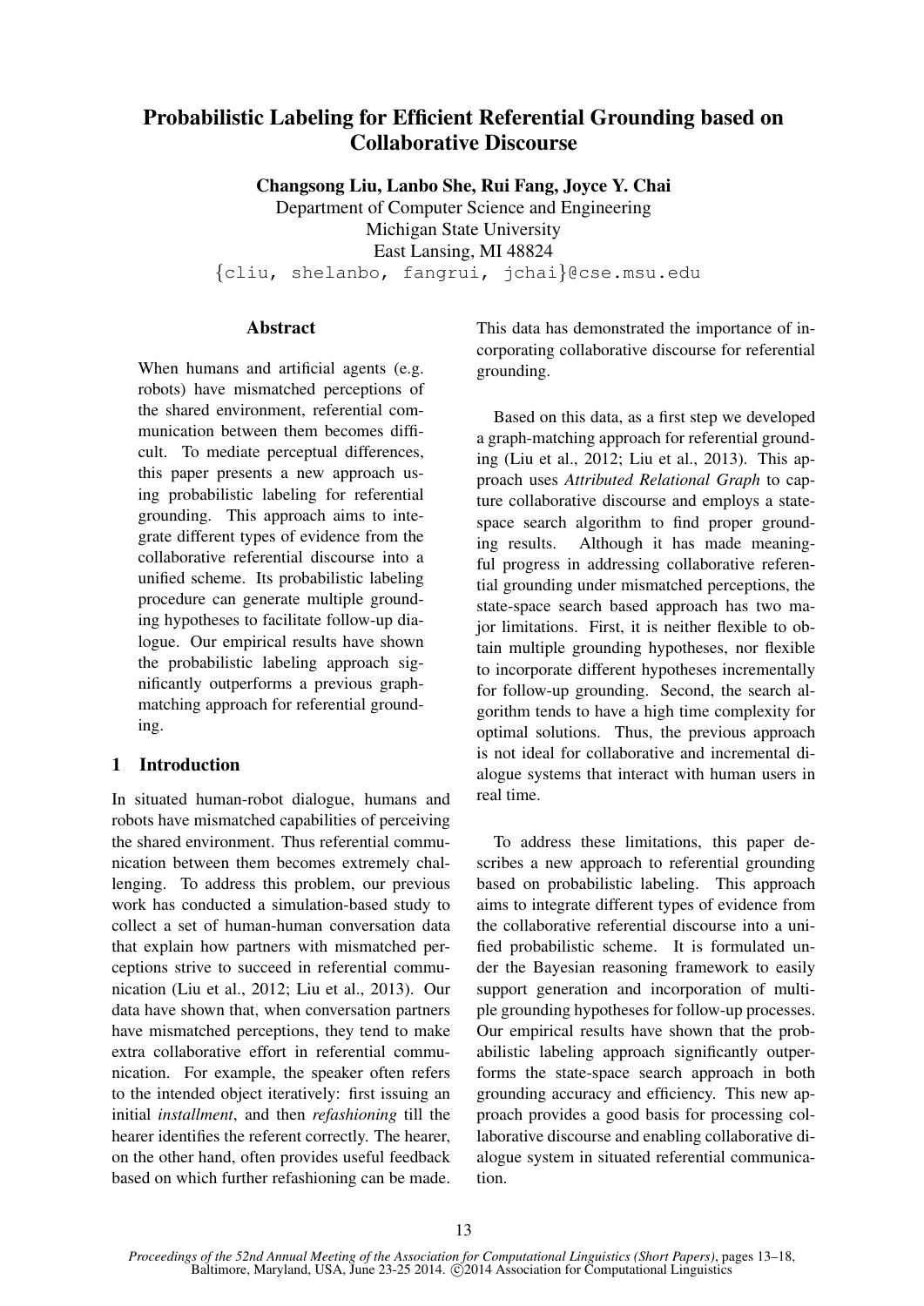# Probabilistic Labeling for Efficient Referential Grounding based on Collaborative Discourse

**Changsong Liu, Lanbo She, Rui Fang, Joyce Y. Chai**

Department of Computer Science and Engineering
Michigan State University
East Lansing, MI 48824
{cliu, shelanbo, fangrui, jchai}@cse.msu.edu

## Abstract

When humans and artificial agents (e.g. robots) have mismatched perceptions of the shared environment, referential communication between them becomes difficult. To mediate perceptual differences, this paper presents a new approach using probabilistic labeling for referential grounding. This approach aims to integrate different types of evidence from the collaborative referential discourse into a unified scheme. Its probabilistic labeling procedure can generate multiple grounding hypotheses to facilitate follow-up dialogue. Our empirical results have shown the probabilistic labeling approach significantly outperforms a previous graph-matching approach for referential grounding.

## 1 Introduction

In situated human-robot dialogue, humans and robots have mismatched capabilities of perceiving the shared environment. Thus referential communication between them becomes extremely challenging. To address this problem, our previous work has conducted a simulation-based study to collect a set of human-human conversation data that explain how partners with mismatched perceptions strive to succeed in referential communication (Liu et al., 2012; Liu et al., 2013). Our data have shown that, when conversation partners have mismatched perceptions, they tend to make extra collaborative effort in referential communication. For example, the speaker often refers to the intended object iteratively: first issuing an initial *installment*, and then *refashioning* till the hearer identifies the referent correctly. The hearer, on the other hand, often provides useful feedback based on which further refashioning can be made. This data has demonstrated the importance of incorporating collaborative discourse for referential grounding.

Based on this data, as a first step we developed a graph-matching approach for referential grounding (Liu et al., 2012; Liu et al., 2013). This approach uses *Attributed Relational Graph* to capture collaborative discourse and employs a state-space search algorithm to find proper grounding results. Although it has made meaningful progress in addressing collaborative referential grounding under mismatched perceptions, the state-space search based approach has two major limitations. First, it is neither flexible to obtain multiple grounding hypotheses, nor flexible to incorporate different hypotheses incrementally for follow-up grounding. Second, the search algorithm tends to have a high time complexity for optimal solutions. Thus, the previous approach is not ideal for collaborative and incremental dialogue systems that interact with human users in real time.

To address these limitations, this paper describes a new approach to referential grounding based on probabilistic labeling. This approach aims to integrate different types of evidence from the collaborative referential discourse into a unified probabilistic scheme. It is formulated under the Bayesian reasoning framework to easily support generation and incorporation of multiple grounding hypotheses for follow-up processes. Our empirical results have shown that the probabilistic labeling approach significantly outperforms the state-space search approach in both grounding accuracy and efficiency. This new approach provides a good basis for processing collaborative discourse and enabling collaborative dialogue system in situated referential communication.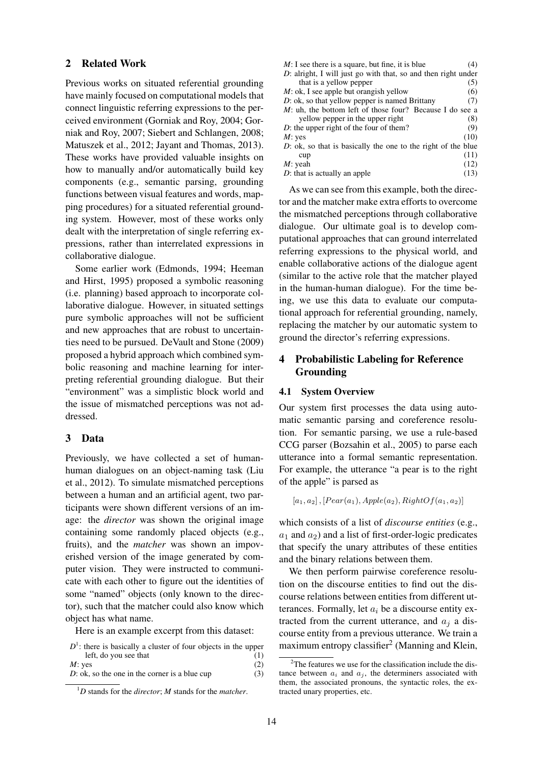## 2 Related Work

Previous works on situated referential grounding have mainly focused on computational models that connect linguistic referring expressions to the perceived environment (Gorniak and Roy, 2004; Gorniak and Roy, 2007; Siebert and Schlangen, 2008; Matuszek et al., 2012; Jayant and Thomas, 2013). These works have provided valuable insights on how to manually and/or automatically build key components (e.g., semantic parsing, grounding functions between visual features and words, mapping procedures) for a situated referential grounding system. However, most of these works only dealt with the interpretation of single referring expressions, rather than interrelated expressions in collaborative dialogue.

Some earlier work (Edmonds, 1994; Heeman and Hirst, 1995) proposed a symbolic reasoning (i.e. planning) based approach to incorporate collaborative dialogue. However, in situated settings pure symbolic approaches will not be sufficient and new approaches that are robust to uncertainties need to be pursued. DeVault and Stone (2009) proposed a hybrid approach which combined symbolic reasoning and machine learning for interpreting referential grounding dialogue. But their "environment" was a simplistic block world and the issue of mismatched perceptions was not addressed.

## 3 Data

Previously, we have collected a set of human-human dialogues on an object-naming task (Liu et al., 2012). To simulate mismatched perceptions between a human and an artificial agent, two participants were shown different versions of an image: the *director* was shown the original image containing some randomly placed objects (e.g., fruits), and the *matcher* was shown an impoverished version of the image generated by computer vision. They were instructed to communicate with each other to figure out the identities of some "named" objects (only known to the director), such that the matcher could also know which object has what name.

Here is an example excerpt from this dataset:

*D*[1]: there is basically a cluster of four objects in the upper left, do you see that (1)
*M*: yes (2)
*D*: ok, so the one in the corner is a blue cup (3)
*M*: I see there is a square, but fine, it is blue (4)
*D*: alright, I will just go with that, so and then right under that is a yellow pepper (5)
*M*: ok, I see apple but orangish yellow (6)
*D*: ok, so that yellow pepper is named Brittany (7)
*M*: uh, the bottom left of those four? Because I do see a yellow pepper in the upper right (8)
*D*: the upper right of the four of them? (9)
*M*: yes (10)
*D*: ok, so that is basically the one to the right of the blue cup (11)
*M*: yeah (12)
*D*: that is actually an apple (13)

As we can see from this example, both the director and the matcher make extra efforts to overcome the mismatched perceptions through collaborative dialogue. Our ultimate goal is to develop computational approaches that can ground interrelated referring expressions to the physical world, and enable collaborative actions of the dialogue agent (similar to the active role that the matcher played in the human-human dialogue). For the time being, we use this data to evaluate our computational approach for referential grounding, namely, replacing the matcher by our automatic system to ground the director's referring expressions.

## 4 Probabilistic Labeling for Reference Grounding

### 4.1 System Overview

Our system first processes the data using automatic semantic parsing and coreference resolution. For semantic parsing, we use a rule-based CCG parser (Bozsahin et al., 2005) to parse each utterance into a formal semantic representation. For example, the utterance "a pear is to the right of the apple" is parsed as

$$[a_1, a_2], [Pear(a_1), Apple(a_2), RightOf(a_1, a_2)]$$

which consists of a list of *discourse entities* (e.g., $a_1$ and $a_2$) and a list of first-order-logic predicates that specify the unary attributes of these entities and the binary relations between them.

We then perform pairwise coreference resolution on the discourse entities to find out the discourse relations between entities from different utterances. Formally, let $a_i$ be a discourse entity extracted from the current utterance, and $a_j$ a discourse entity from a previous utterance. We train a maximum entropy classifier[2] (Manning and Klein,

[1] *D* stands for the *director*; *M* stands for the *matcher*.

[2] The features we use for the classification include the distance between $a_i$ and $a_j$, the determiners associated with them, the associated pronouns, the syntactic roles, the extracted unary properties, etc.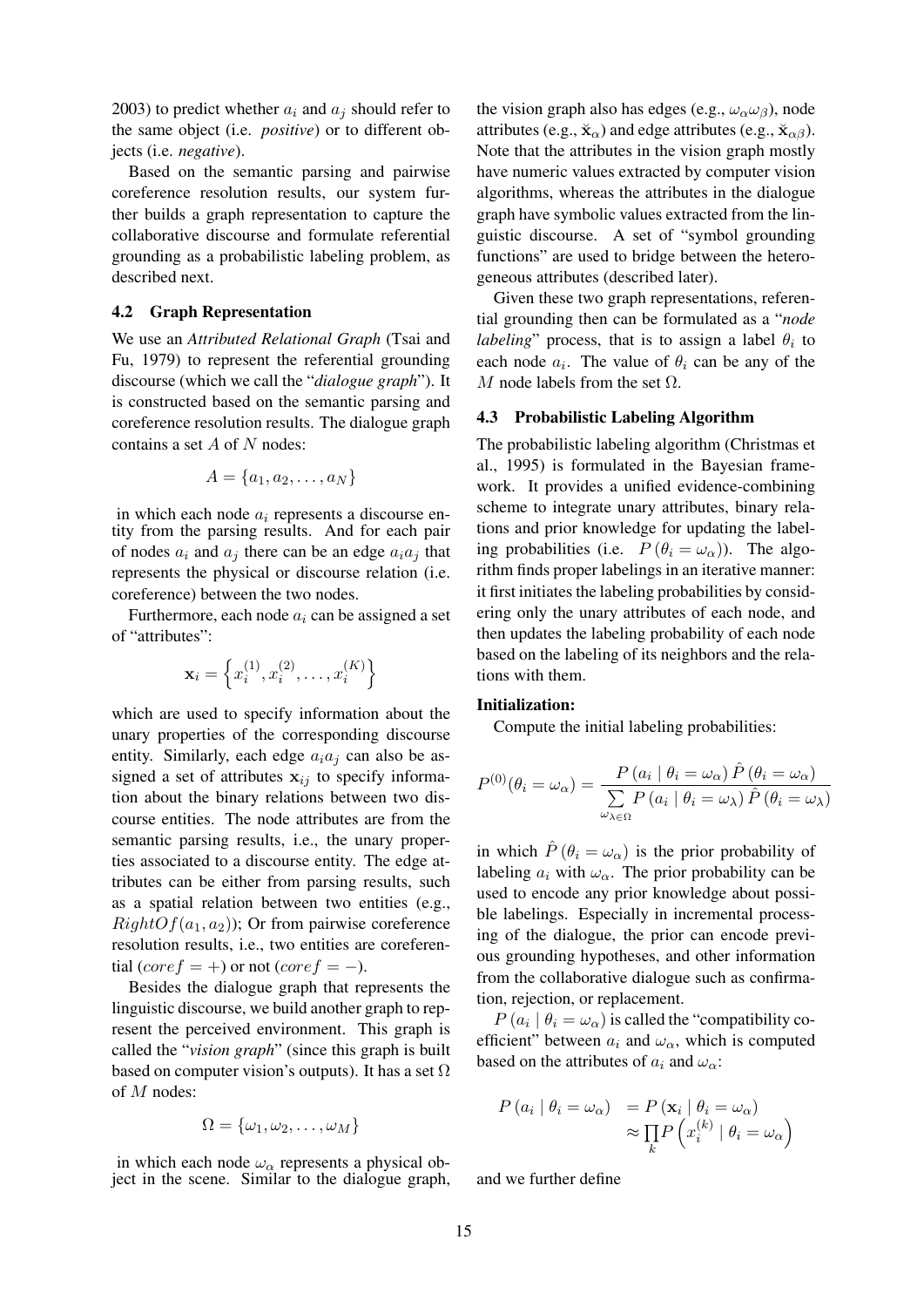2003) to predict whether $a_i$ and $a_j$ should refer to the same object (i.e. *positive*) or to different objects (i.e. *negative*).

Based on the semantic parsing and pairwise coreference resolution results, our system further builds a graph representation to capture the collaborative discourse and formulate referential grounding as a probabilistic labeling problem, as described next.

### 4.2 Graph Representation

We use an *Attributed Relational Graph* (Tsai and Fu, 1979) to represent the referential grounding discourse (which we call the "*dialogue graph*"). It is constructed based on the semantic parsing and coreference resolution results. The dialogue graph contains a set $A$ of $N$ nodes:

$$A = \{a_1, a_2, \ldots, a_N\}$$

in which each node $a_i$ represents a discourse entity from the parsing results. And for each pair of nodes $a_i$ and $a_j$ there can be an edge $a_i a_j$ that represents the physical or discourse relation (i.e. coreference) between the two nodes.

Furthermore, each node $a_i$ can be assigned a set of "attributes":

$$\mathbf{x}_i = \left\{ x_i^{(1)}, x_i^{(2)}, \ldots, x_i^{(K)} \right\}$$

which are used to specify information about the unary properties of the corresponding discourse entity. Similarly, each edge $a_i a_j$ can also be assigned a set of attributes $\mathbf{x}_{ij}$ to specify information about the binary relations between two discourse entities. The node attributes are from the semantic parsing results, i.e., the unary properties associated to a discourse entity. The edge attributes can be either from parsing results, such as a spatial relation between two entities (e.g., $RightOf(a_1, a_2)$); Or from pairwise coreference resolution results, i.e., two entities are coreferential ($coref = +$) or not ($coref = -$).

Besides the dialogue graph that represents the linguistic discourse, we build another graph to represent the perceived environment. This graph is called the "*vision graph*" (since this graph is built based on computer vision's outputs). It has a set $\Omega$ of $M$ nodes:

$$\Omega = \{\omega_1, \omega_2, \ldots, \omega_M\}$$

in which each node $\omega_\alpha$ represents a physical object in the scene. Similar to the dialogue graph, the vision graph also has edges (e.g., $\omega_\alpha \omega_\beta$), node attributes (e.g., $\check{\mathbf{x}}_\alpha$) and edge attributes (e.g., $\check{\mathbf{x}}_{\alpha\beta}$). Note that the attributes in the vision graph mostly have numeric values extracted by computer vision algorithms, whereas the attributes in the dialogue graph have symbolic values extracted from the linguistic discourse. A set of "symbol grounding functions" are used to bridge between the heterogeneous attributes (described later).

Given these two graph representations, referential grounding then can be formulated as a "*node labeling*" process, that is to assign a label $\theta_i$ to each node $a_i$. The value of $\theta_i$ can be any of the $M$ node labels from the set $\Omega$.

### 4.3 Probabilistic Labeling Algorithm

The probabilistic labeling algorithm (Christmas et al., 1995) is formulated in the Bayesian framework. It provides a unified evidence-combining scheme to integrate unary attributes, binary relations and prior knowledge for updating the labeling probabilities (i.e. $P(\theta_i = \omega_\alpha)$). The algorithm finds proper labelings in an iterative manner: it first initiates the labeling probabilities by considering only the unary attributes of each node, and then updates the labeling probability of each node based on the labeling of its neighbors and the relations with them.

**Initialization:**

Compute the initial labeling probabilities:

$$P^{(0)}(\theta_i = \omega_\alpha) = \frac{P(a_i \mid \theta_i = \omega_\alpha)\, \hat{P}(\theta_i = \omega_\alpha)}{\sum\limits_{\omega_\lambda \in \Omega} P(a_i \mid \theta_i = \omega_\lambda)\, \hat{P}(\theta_i = \omega_\lambda)}$$

in which $\hat{P}(\theta_i = \omega_\alpha)$ is the prior probability of labeling $a_i$ with $\omega_\alpha$. The prior probability can be used to encode any prior knowledge about possible labelings. Especially in incremental processing of the dialogue, the prior can encode previous grounding hypotheses, and other information from the collaborative dialogue such as confirmation, rejection, or replacement.

$P(a_i \mid \theta_i = \omega_\alpha)$ is called the "compatibility coefficient" between $a_i$ and $\omega_\alpha$, which is computed based on the attributes of $a_i$ and $\omega_\alpha$:

$$\begin{aligned} P(a_i \mid \theta_i = \omega_\alpha) &= P(\mathbf{x}_i \mid \theta_i = \omega_\alpha) \\ &\approx \prod_k P\left(x_i^{(k)} \mid \theta_i = \omega_\alpha\right) \end{aligned}$$

and we further define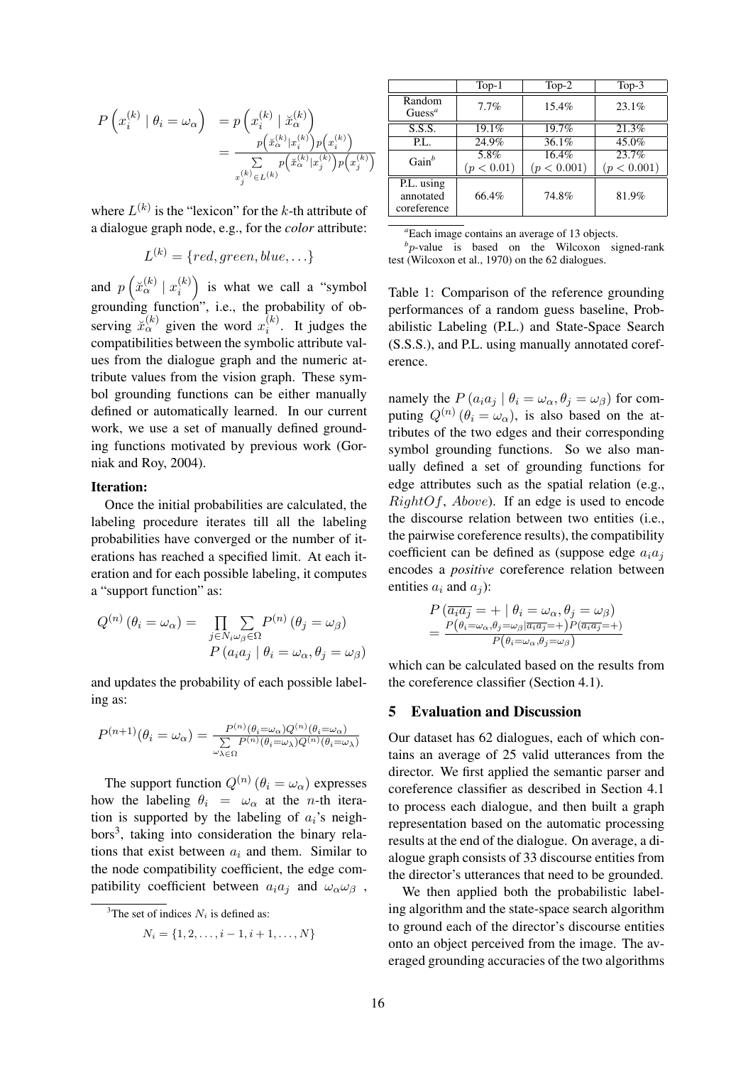$$P\left(x_i^{(k)} \mid \theta_i = \omega_\alpha\right) = p\left(x_i^{(k)} \mid \breve{x}_\alpha^{(k)}\right) = \frac{p\left(\breve{x}_\alpha^{(k)} \mid x_i^{(k)}\right) p\left(x_i^{(k)}\right)}{\sum\limits_{x_j^{(k)} \in L^{(k)}} p\left(\breve{x}_\alpha^{(k)} \mid x_j^{(k)}\right) p\left(x_j^{(k)}\right)}$$

where $L^{(k)}$ is the "lexicon" for the $k$-th attribute of a dialogue graph node, e.g., for the *color* attribute:

$$L^{(k)} = \{red, green, blue, \ldots\}$$

and $p\left(\breve{x}_\alpha^{(k)} \mid x_i^{(k)}\right)$ is what we call a "symbol grounding function", i.e., the probability of observing $\breve{x}_\alpha^{(k)}$ given the word $x_i^{(k)}$. It judges the compatibilities between the symbolic attribute values from the dialogue graph and the numeric attribute values from the vision graph. These symbol grounding functions can be either manually defined or automatically learned. In our current work, we use a set of manually defined grounding functions motivated by previous work (Gorniak and Roy, 2004).

**Iteration:**

Once the initial probabilities are calculated, the labeling procedure iterates till all the labeling probabilities have converged or the number of iterations has reached a specified limit. At each iteration and for each possible labeling, it computes a "support function" as:

$$Q^{(n)}\left(\theta_i = \omega_\alpha\right) = \prod_{j \in N_i} \sum_{\omega_\beta \in \Omega} P^{(n)}\left(\theta_j = \omega_\beta\right) P\left(a_i a_j \mid \theta_i = \omega_\alpha, \theta_j = \omega_\beta\right)$$

and updates the probability of each possible labeling as:

$$P^{(n+1)}(\theta_i = \omega_\alpha) = \frac{P^{(n)}(\theta_i = \omega_\alpha) Q^{(n)}(\theta_i = \omega_\alpha)}{\sum\limits_{\omega_\lambda \in \Omega} P^{(n)}(\theta_i = \omega_\lambda) Q^{(n)}(\theta_i = \omega_\lambda)}$$

The support function $Q^{(n)}\left(\theta_i = \omega_\alpha\right)$ expresses how the labeling $\theta_i = \omega_\alpha$ at the $n$-th iteration is supported by the labeling of $a_i$'s neighbors[3], taking into consideration the binary relations that exist between $a_i$ and them. Similar to the node compatibility coefficient, the edge compatibility coefficient between $a_i a_j$ and $\omega_\alpha \omega_\beta$, namely the $P\left(a_i a_j \mid \theta_i = \omega_\alpha, \theta_j = \omega_\beta\right)$ for computing $Q^{(n)}\left(\theta_i = \omega_\alpha\right)$, is also based on the attributes of the two edges and their corresponding symbol grounding functions. So we also manually defined a set of grounding functions for edge attributes such as the spatial relation (e.g., $RightOf$, $Above$). If an edge is used to encode the discourse relation between two entities (i.e., the pairwise coreference results), the compatibility coefficient can be defined as (suppose edge $a_i a_j$ encodes a *positive* coreference relation between entities $a_i$ and $a_j$):

$$P\left(\overline{a_i a_j} = + \mid \theta_i = \omega_\alpha, \theta_j = \omega_\beta\right) = \frac{P\left(\theta_i = \omega_\alpha, \theta_j = \omega_\beta \mid \overline{a_i a_j} = +\right) P\left(\overline{a_i a_j} = +\right)}{P\left(\theta_i = \omega_\alpha, \theta_j = \omega_\beta\right)}$$

which can be calculated based on the results from the coreference classifier (Section 4.1).

[3] The set of indices $N_i$ is defined as:

$$N_i = \{1, 2, \ldots, i-1, i+1, \ldots, N\}$$

| | Top-1 | Top-2 | Top-3 |
|---|---|---|---|
| Random Guess[a] | 7.7% | 15.4% | 23.1% |
| S.S.S. | 19.1% | 19.7% | 21.3% |
| P.L. | 24.9% | 36.1% | 45.0% |
| Gain[b] | 5.8% ($p < 0.01$) | 16.4% ($p < 0.001$) | 23.7% ($p < 0.001$) |
| P.L. using annotated coreference | 66.4% | 74.8% | 81.9% |

[a] Each image contains an average of 13 objects.

[b] $p$-value is based on the Wilcoxon signed-rank test (Wilcoxon et al., 1970) on the 62 dialogues.

Table 1: Comparison of the reference grounding performances of a random guess baseline, Probabilistic Labeling (P.L.) and State-Space Search (S.S.S.), and P.L. using manually annotated coreference.

## 5 Evaluation and Discussion

Our dataset has 62 dialogues, each of which contains an average of 25 valid utterances from the director. We first applied the semantic parser and coreference classifier as described in Section 4.1 to process each dialogue, and then built a graph representation based on the automatic processing results at the end of the dialogue. On average, a dialogue graph consists of 33 discourse entities from the director's utterances that need to be grounded.

We then applied both the probabilistic labeling algorithm and the state-space search algorithm to ground each of the director's discourse entities onto an object perceived from the image. The averaged grounding accuracies of the two algorithms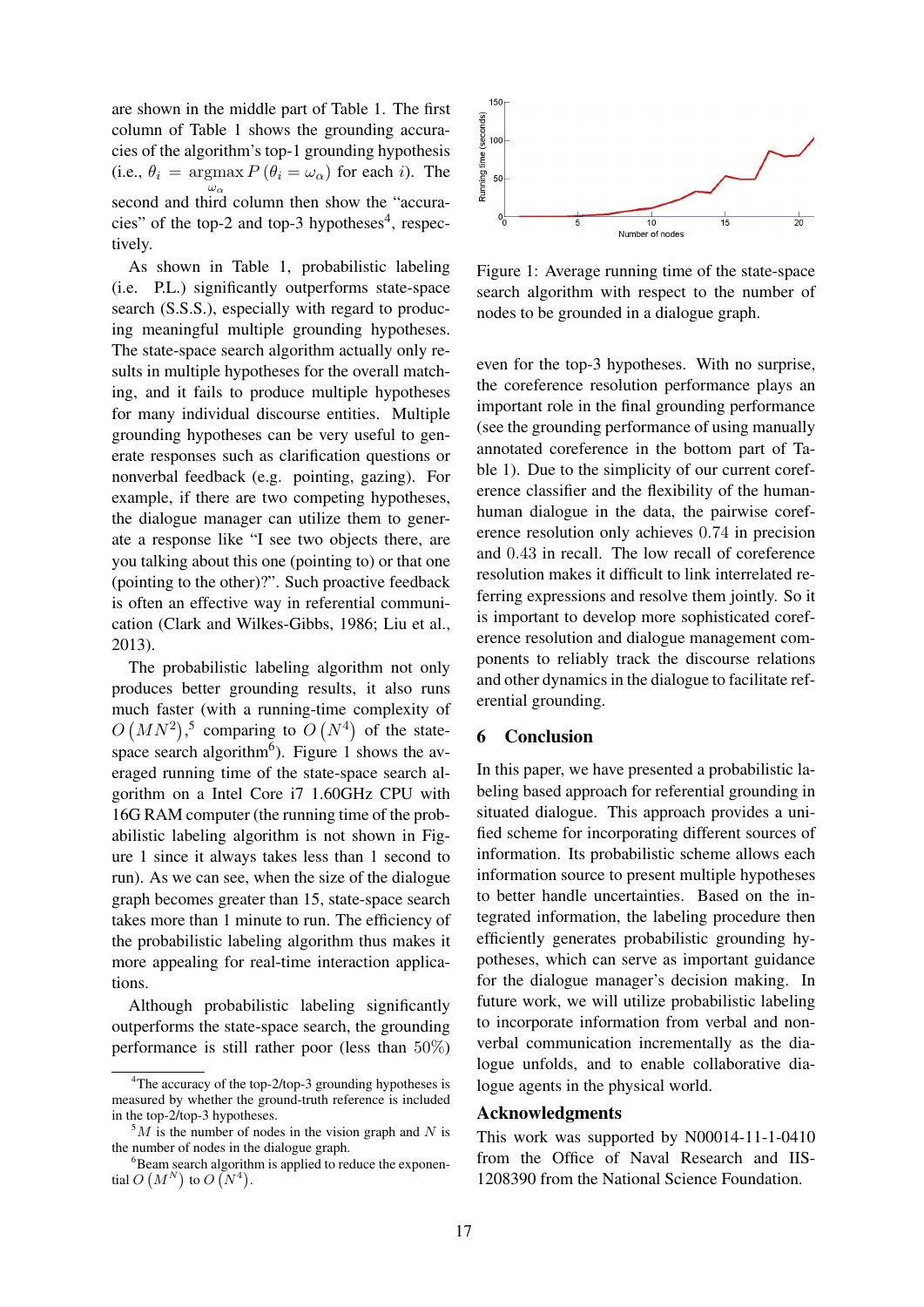are shown in the middle part of Table 1. The first column of Table 1 shows the grounding accuracies of the algorithm's top-1 grounding hypothesis (i.e., $\theta_i = \underset{\omega_\alpha}{\operatorname{argmax}} P(\theta_i = \omega_\alpha)$ for each $i$). The second and third column then show the "accuracies" of the top-2 and top-3 hypotheses[4], respectively.

As shown in Table 1, probabilistic labeling (i.e. P.L.) significantly outperforms state-space search (S.S.S.), especially with regard to producing meaningful multiple grounding hypotheses. The state-space search algorithm actually only results in multiple hypotheses for the overall matching, and it fails to produce multiple hypotheses for many individual discourse entities. Multiple grounding hypotheses can be very useful to generate responses such as clarification questions or nonverbal feedback (e.g. pointing, gazing). For example, if there are two competing hypotheses, the dialogue manager can utilize them to generate a response like "I see two objects there, are you talking about this one (pointing to) or that one (pointing to the other)?". Such proactive feedback is often an effective way in referential communication (Clark and Wilkes-Gibbs, 1986; Liu et al., 2013).

The probabilistic labeling algorithm not only produces better grounding results, it also runs much faster (with a running-time complexity of $O(MN^2)$,[5] comparing to $O(N^4)$ of the state-space search algorithm[6]). Figure 1 shows the averaged running time of the state-space search algorithm on a Intel Core i7 1.60GHz CPU with 16G RAM computer (the running time of the probabilistic labeling algorithm is not shown in Figure 1 since it always takes less than 1 second to run). As we can see, when the size of the dialogue graph becomes greater than 15, state-space search takes more than 1 minute to run. The efficiency of the probabilistic labeling algorithm thus makes it more appealing for real-time interaction applications.

Although probabilistic labeling significantly outperforms the state-space search, the grounding performance is still rather poor (less than 50%) even for the top-3 hypotheses. With no surprise, the coreference resolution performance plays an important role in the final grounding performance (see the grounding performance of using manually annotated coreference in the bottom part of Table 1). Due to the simplicity of our current coreference classifier and the flexibility of the human-human dialogue in the data, the pairwise coreference resolution only achieves 0.74 in precision and 0.43 in recall. The low recall of coreference resolution makes it difficult to link interrelated referring expressions and resolve them jointly. So it is important to develop more sophisticated coreference resolution and dialogue management components to reliably track the discourse relations and other dynamics in the dialogue to facilitate referential grounding.

Figure 1: Average running time of the state-space search algorithm with respect to the number of nodes to be grounded in a dialogue graph.

## 6 Conclusion

In this paper, we have presented a probabilistic labeling based approach for referential grounding in situated dialogue. This approach provides a unified scheme for incorporating different sources of information. Its probabilistic scheme allows each information source to present multiple hypotheses to better handle uncertainties. Based on the integrated information, the labeling procedure then efficiently generates probabilistic grounding hypotheses, which can serve as important guidance for the dialogue manager's decision making. In future work, we will utilize probabilistic labeling to incorporate information from verbal and nonverbal communication incrementally as the dialogue unfolds, and to enable collaborative dialogue agents in the physical world.

## Acknowledgements

This work was supported by N00014-11-1-0410 from the Office of Naval Research and IIS-1208390 from the National Science Foundation.

---

[4] The accuracy of the top-2/top-3 grounding hypotheses is measured by whether the ground-truth reference is included in the top-2/top-3 hypotheses.

[5] $M$ is the number of nodes in the vision graph and $N$ is the number of nodes in the dialogue graph.

[6] Beam search algorithm is applied to reduce the exponential $O(M^N)$ to $O(N^4)$.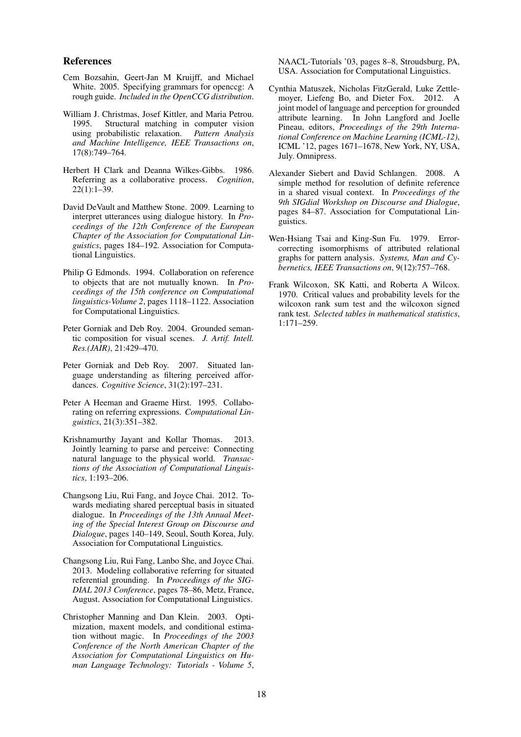## References

Cem Bozsahin, Geert-Jan M Kruijff, and Michael White. 2005. Specifying grammars for openccg: A rough guide. *Included in the OpenCCG distribution*.

William J. Christmas, Josef Kittler, and Maria Petrou. 1995. Structural matching in computer vision using probabilistic relaxation. *Pattern Analysis and Machine Intelligence, IEEE Transactions on*, 17(8):749–764.

Herbert H Clark and Deanna Wilkes-Gibbs. 1986. Referring as a collaborative process. *Cognition*, 22(1):1–39.

David DeVault and Matthew Stone. 2009. Learning to interpret utterances using dialogue history. In *Proceedings of the 12th Conference of the European Chapter of the Association for Computational Linguistics*, pages 184–192. Association for Computational Linguistics.

Philip G Edmonds. 1994. Collaboration on reference to objects that are not mutually known. In *Proceedings of the 15th conference on Computational linguistics-Volume 2*, pages 1118–1122. Association for Computational Linguistics.

Peter Gorniak and Deb Roy. 2004. Grounded semantic composition for visual scenes. *J. Artif. Intell. Res.(JAIR)*, 21:429–470.

Peter Gorniak and Deb Roy. 2007. Situated language understanding as filtering perceived affordances. *Cognitive Science*, 31(2):197–231.

Peter A Heeman and Graeme Hirst. 1995. Collaborating on referring expressions. *Computational Linguistics*, 21(3):351–382.

Krishnamurthy Jayant and Kollar Thomas. 2013. Jointly learning to parse and perceive: Connecting natural language to the physical world. *Transactions of the Association of Computational Linguistics*, 1:193–206.

Changsong Liu, Rui Fang, and Joyce Chai. 2012. Towards mediating shared perceptual basis in situated dialogue. In *Proceedings of the 13th Annual Meeting of the Special Interest Group on Discourse and Dialogue*, pages 140–149, Seoul, South Korea, July. Association for Computational Linguistics.

Changsong Liu, Rui Fang, Lanbo She, and Joyce Chai. 2013. Modeling collaborative referring for situated referential grounding. In *Proceedings of the SIGDIAL 2013 Conference*, pages 78–86, Metz, France, August. Association for Computational Linguistics.

Christopher Manning and Dan Klein. 2003. Optimization, maxent models, and conditional estimation without magic. In *Proceedings of the 2003 Conference of the North American Chapter of the Association for Computational Linguistics on Human Language Technology: Tutorials - Volume 5*, NAACL-Tutorials '03, pages 8–8, Stroudsburg, PA, USA. Association for Computational Linguistics.

Cynthia Matuszek, Nicholas FitzGerald, Luke Zettlemoyer, Liefeng Bo, and Dieter Fox. 2012. A joint model of language and perception for grounded attribute learning. In John Langford and Joelle Pineau, editors, *Proceedings of the 29th International Conference on Machine Learning (ICML-12)*, ICML '12, pages 1671–1678, New York, NY, USA, July. Omnipress.

Alexander Siebert and David Schlangen. 2008. A simple method for resolution of definite reference in a shared visual context. In *Proceedings of the 9th SIGdial Workshop on Discourse and Dialogue*, pages 84–87. Association for Computational Linguistics.

Wen-Hsiang Tsai and King-Sun Fu. 1979. Error-correcting isomorphisms of attributed relational graphs for pattern analysis. *Systems, Man and Cybernetics, IEEE Transactions on*, 9(12):757–768.

Frank Wilcoxon, SK Katti, and Roberta A Wilcox. 1970. Critical values and probability levels for the wilcoxon rank sum test and the wilcoxon signed rank test. *Selected tables in mathematical statistics*, 1:171–259.